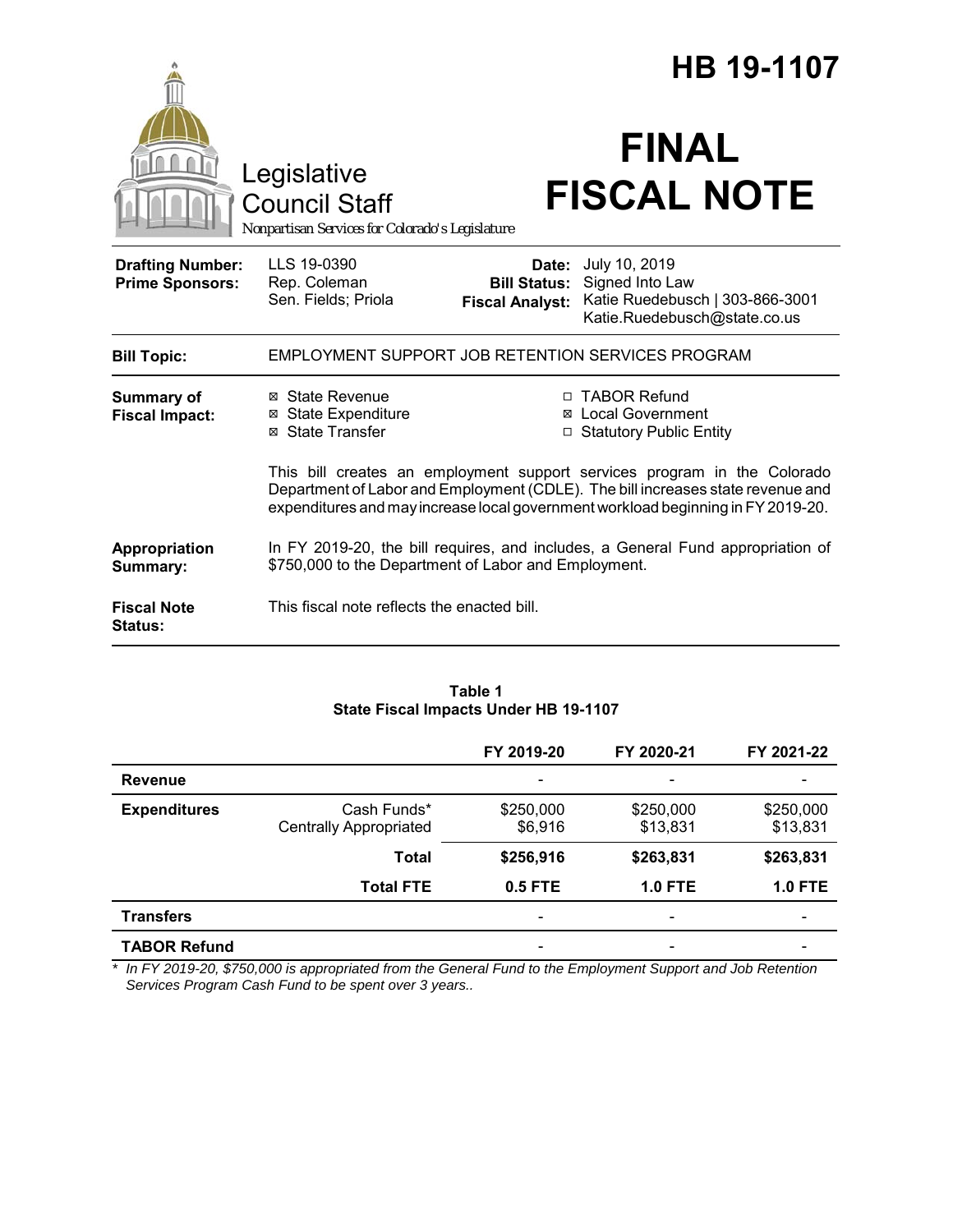# HB 19-1107

Legislative Council Staff

*Nonpartisan Services for Colorado's Legislature*

# FINAL FISCAL NOTE

| | | | |
|---|---|---|---|
| **Drafting Number:** | LLS 19-0390 | **Date:** | July 10, 2019 |
| **Prime Sponsors:** | Rep. Coleman<br>Sen. Fields; Priola | **Bill Status:** | Signed Into Law |
| | | **Fiscal Analyst:** | Katie Ruedebusch \| 303-866-3001<br>Katie.Ruedebusch@state.co.us |

**Bill Topic:** EMPLOYMENT SUPPORT JOB RETENTION SERVICES PROGRAM

**Summary of Fiscal Impact:**

- ☒ State Revenue
- ☒ State Expenditure
- ☒ State Transfer
- ☐ TABOR Refund
- ☒ Local Government
- ☐ Statutory Public Entity

This bill creates an employment support services program in the Colorado Department of Labor and Employment (CDLE). The bill increases state revenue and expenditures and may increase local government workload beginning in FY 2019-20.

**Appropriation Summary:** In FY 2019-20, the bill requires, and includes, a General Fund appropriation of $750,000 to the Department of Labor and Employment.

**Fiscal Note Status:** This fiscal note reflects the enacted bill.

**Table 1**
**State Fiscal Impacts Under HB 19-1107**

| | | FY 2019-20 | FY 2020-21 | FY 2021-22 |
|---|---|---|---|---|
| **Revenue** | | - | - | - |
| **Expenditures** | Cash Funds* | $250,000 | $250,000 | $250,000 |
| | Centrally Appropriated | $6,916 | $13,831 | $13,831 |
| | **Total** | **$256,916** | **$263,831** | **$263,831** |
| | **Total FTE** | **0.5 FTE** | **1.0 FTE** | **1.0 FTE** |
| **Transfers** | | - | - | - |
| **TABOR Refund** | | - | - | - |

*\* In FY 2019-20, $750,000 is appropriated from the General Fund to the Employment Support and Job Retention Services Program Cash Fund to be spent over 3 years..*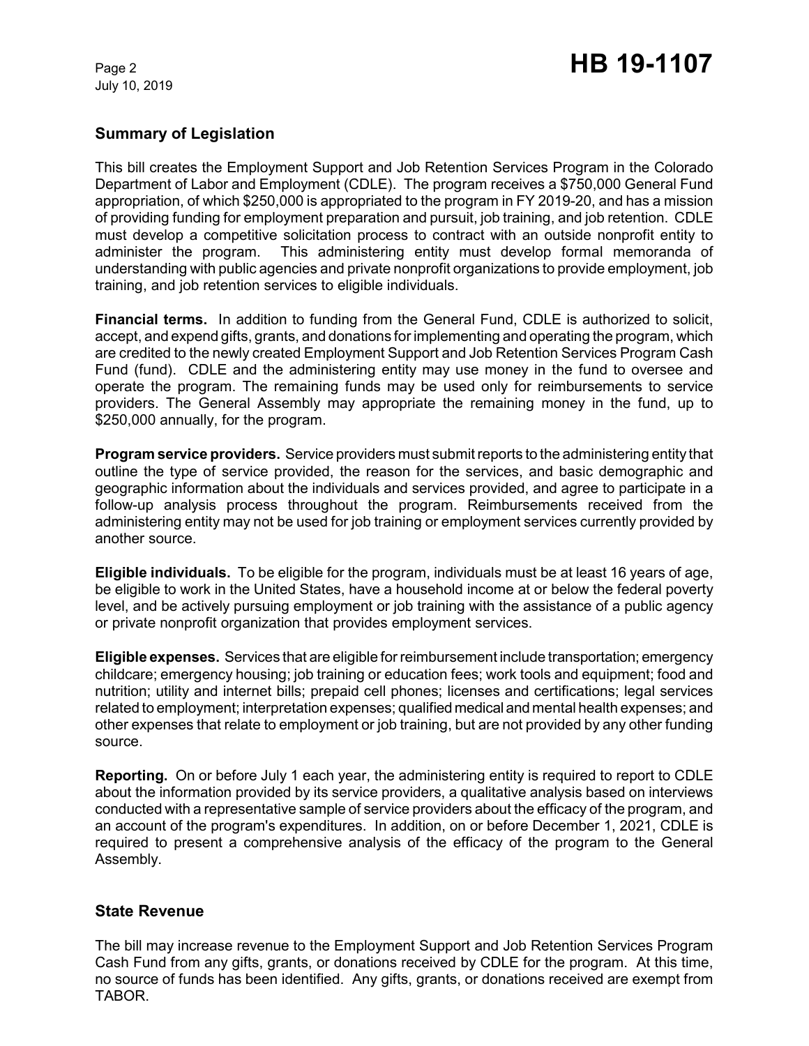## Summary of Legislation

This bill creates the Employment Support and Job Retention Services Program in the Colorado Department of Labor and Employment (CDLE). The program receives a $750,000 General Fund appropriation, of which $250,000 is appropriated to the program in FY 2019-20, and has a mission of providing funding for employment preparation and pursuit, job training, and job retention. CDLE must develop a competitive solicitation process to contract with an outside nonprofit entity to administer the program. This administering entity must develop formal memoranda of understanding with public agencies and private nonprofit organizations to provide employment, job training, and job retention services to eligible individuals.

**Financial terms.** In addition to funding from the General Fund, CDLE is authorized to solicit, accept, and expend gifts, grants, and donations for implementing and operating the program, which are credited to the newly created Employment Support and Job Retention Services Program Cash Fund (fund). CDLE and the administering entity may use money in the fund to oversee and operate the program. The remaining funds may be used only for reimbursements to service providers. The General Assembly may appropriate the remaining money in the fund, up to $250,000 annually, for the program.

**Program service providers.** Service providers must submit reports to the administering entity that outline the type of service provided, the reason for the services, and basic demographic and geographic information about the individuals and services provided, and agree to participate in a follow-up analysis process throughout the program. Reimbursements received from the administering entity may not be used for job training or employment services currently provided by another source.

**Eligible individuals.** To be eligible for the program, individuals must be at least 16 years of age, be eligible to work in the United States, have a household income at or below the federal poverty level, and be actively pursuing employment or job training with the assistance of a public agency or private nonprofit organization that provides employment services.

**Eligible expenses.** Services that are eligible for reimbursement include transportation; emergency childcare; emergency housing; job training or education fees; work tools and equipment; food and nutrition; utility and internet bills; prepaid cell phones; licenses and certifications; legal services related to employment; interpretation expenses; qualified medical and mental health expenses; and other expenses that relate to employment or job training, but are not provided by any other funding source.

**Reporting.** On or before July 1 each year, the administering entity is required to report to CDLE about the information provided by its service providers, a qualitative analysis based on interviews conducted with a representative sample of service providers about the efficacy of the program, and an account of the program's expenditures. In addition, on or before December 1, 2021, CDLE is required to present a comprehensive analysis of the efficacy of the program to the General Assembly.

## State Revenue

The bill may increase revenue to the Employment Support and Job Retention Services Program Cash Fund from any gifts, grants, or donations received by CDLE for the program. At this time, no source of funds has been identified. Any gifts, grants, or donations received are exempt from TABOR.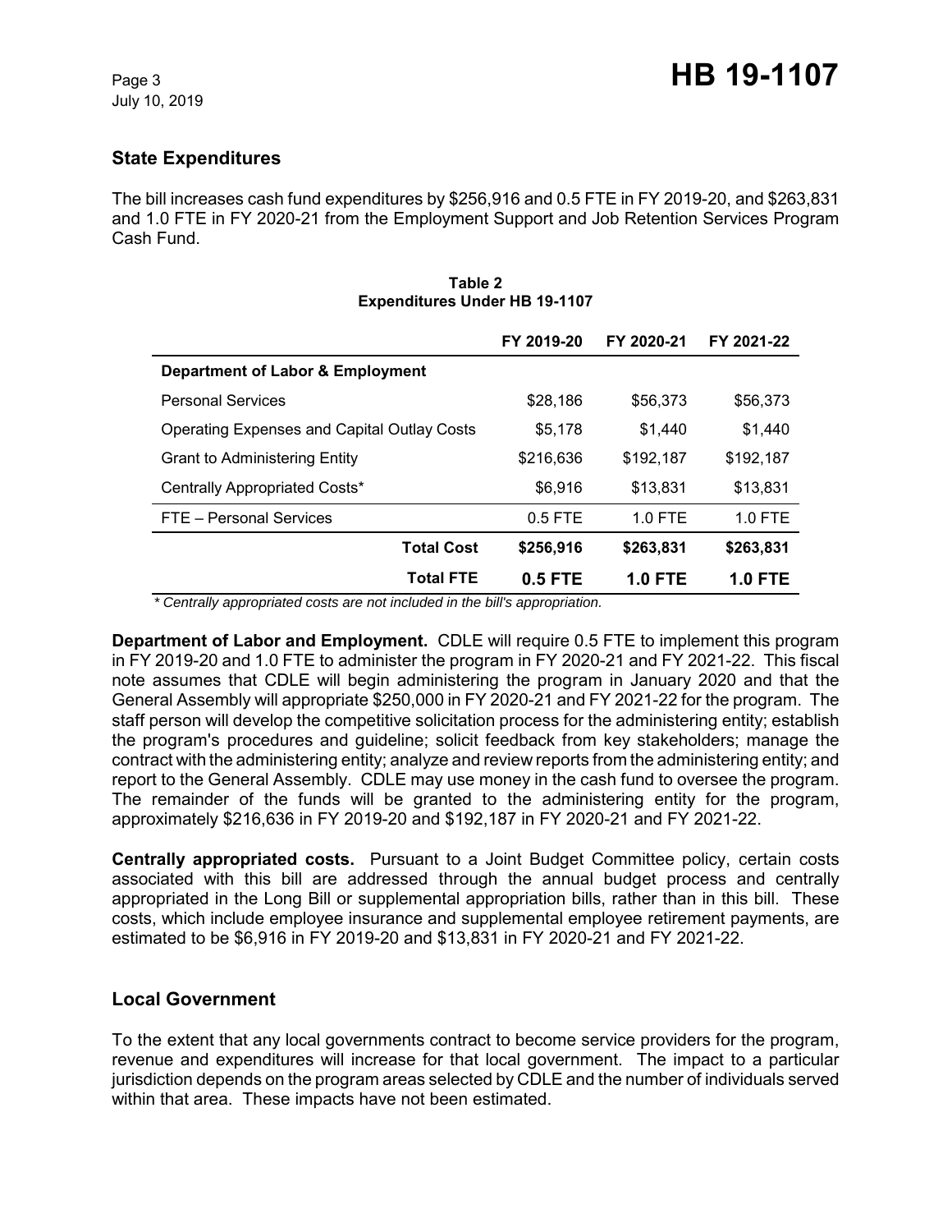## State Expenditures

The bill increases cash fund expenditures by $256,916 and 0.5 FTE in FY 2019-20, and $263,831 and 1.0 FTE in FY 2020-21 from the Employment Support and Job Retention Services Program Cash Fund.

**Table 2**
**Expenditures Under HB 19-1107**

| | FY 2019-20 | FY 2020-21 | FY 2021-22 |
|---|---|---|---|
| **Department of Labor & Employment** | | | |
| Personal Services | $28,186 | $56,373 | $56,373 |
| Operating Expenses and Capital Outlay Costs | $5,178 | $1,440 | $1,440 |
| Grant to Administering Entity | $216,636 | $192,187 | $192,187 |
| Centrally Appropriated Costs* | $6,916 | $13,831 | $13,831 |
| FTE – Personal Services | 0.5 FTE | 1.0 FTE | 1.0 FTE |
| **Total Cost** | **$256,916** | **$263,831** | **$263,831** |
| **Total FTE** | **0.5 FTE** | **1.0 FTE** | **1.0 FTE** |

*\* Centrally appropriated costs are not included in the bill's appropriation.*

**Department of Labor and Employment.** CDLE will require 0.5 FTE to implement this program in FY 2019-20 and 1.0 FTE to administer the program in FY 2020-21 and FY 2021-22. This fiscal note assumes that CDLE will begin administering the program in January 2020 and that the General Assembly will appropriate $250,000 in FY 2020-21 and FY 2021-22 for the program. The staff person will develop the competitive solicitation process for the administering entity; establish the program's procedures and guideline; solicit feedback from key stakeholders; manage the contract with the administering entity; analyze and review reports from the administering entity; and report to the General Assembly. CDLE may use money in the cash fund to oversee the program. The remainder of the funds will be granted to the administering entity for the program, approximately $216,636 in FY 2019-20 and $192,187 in FY 2020-21 and FY 2021-22.

**Centrally appropriated costs.** Pursuant to a Joint Budget Committee policy, certain costs associated with this bill are addressed through the annual budget process and centrally appropriated in the Long Bill or supplemental appropriation bills, rather than in this bill. These costs, which include employee insurance and supplemental employee retirement payments, are estimated to be $6,916 in FY 2019-20 and $13,831 in FY 2020-21 and FY 2021-22.

## Local Government

To the extent that any local governments contract to become service providers for the program, revenue and expenditures will increase for that local government. The impact to a particular jurisdiction depends on the program areas selected by CDLE and the number of individuals served within that area. These impacts have not been estimated.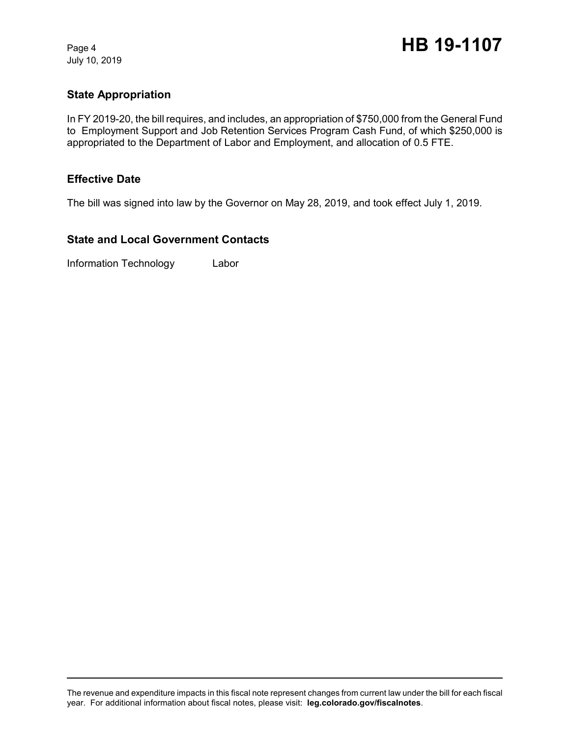## State Appropriation

In FY 2019-20, the bill requires, and includes, an appropriation of $750,000 from the General Fund to Employment Support and Job Retention Services Program Cash Fund, of which $250,000 is appropriated to the Department of Labor and Employment, and allocation of 0.5 FTE.

## Effective Date

The bill was signed into law by the Governor on May 28, 2019, and took effect July 1, 2019.

## State and Local Government Contacts

Information Technology Labor

The revenue and expenditure impacts in this fiscal note represent changes from current law under the bill for each fiscal year. For additional information about fiscal notes, please visit: **leg.colorado.gov/fiscalnotes**.